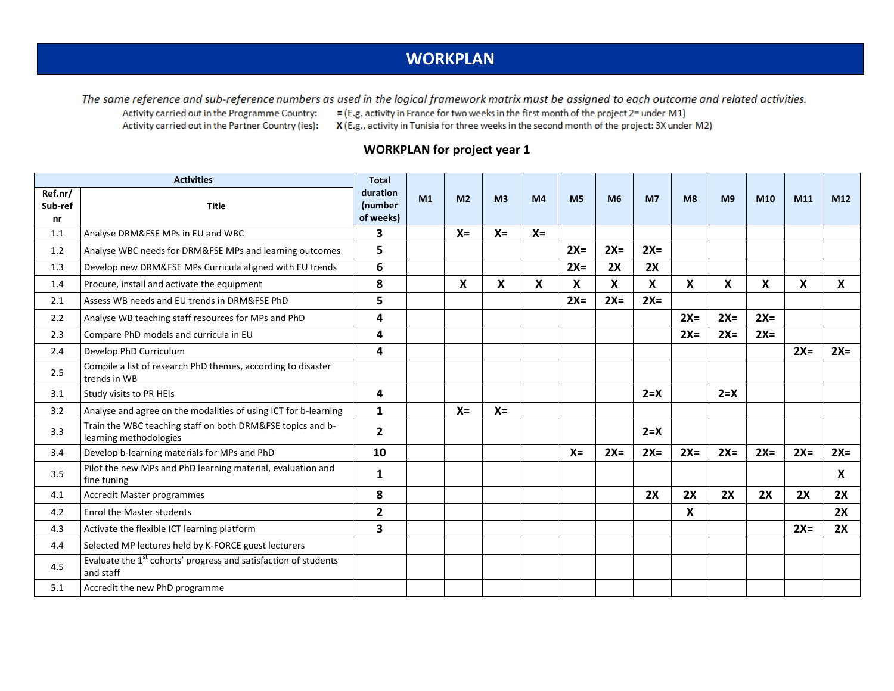# WORKPLAN

*The same reference and sub-reference numbers as used in the logical framework matrix must be assigned to each outcome and related activities.*

Activity carried out in the Programme Country: **=** (E.g. activity in France for two weeks in the first month of the project 2= under M1)

Activity carried out in the Partner Country (ies): **X** (E.g., activity in Tunisia for three weeks in the second month of the project: 3X under M2)

## WORKPLAN for project year 1

| Activities | | Total duration (number of weeks) | M1 | M2 | M3 | M4 | M5 | M6 | M7 | M8 | M9 | M10 | M11 | M12 |
|---|---|---|---|---|---|---|---|---|---|---|---|---|---|---|
| Ref.nr/ Sub-ref nr | Title | | | | | | | | | | | | | |
| 1.1 | Analyse DRM&FSE MPs in EU and WBC | 3 | | X= | X= | X= | | | | | | | | |
| 1.2 | Analyse WBC needs for DRM&FSE MPs and learning outcomes | 5 | | | | | 2X= | 2X= | 2X= | | | | | |
| 1.3 | Develop new DRM&FSE MPs Curricula aligned with EU trends | 6 | | | | | 2X= | 2X | 2X | | | | | |
| 1.4 | Procure, install and activate the equipment | 8 | | X | X | X | X | X | X | X | X | X | X | X |
| 2.1 | Assess WB needs and EU trends in DRM&FSE PhD | 5 | | | | | 2X= | 2X= | 2X= | | | | | |
| 2.2 | Analyse WB teaching staff resources for MPs and PhD | 4 | | | | | | | | 2X= | 2X= | 2X= | | |
| 2.3 | Compare PhD models and curricula in EU | 4 | | | | | | | | 2X= | 2X= | 2X= | | |
| 2.4 | Develop PhD Curriculum | 4 | | | | | | | | | | | 2X= | 2X= |
| 2.5 | Compile a list of research PhD themes, according to disaster trends in WB | | | | | | | | | | | | | |
| 3.1 | Study visits to PR HEIs | 4 | | | | | | | 2=X | | 2=X | | | |
| 3.2 | Analyse and agree on the modalities of using ICT for b-learning | 1 | | X= | X= | | | | | | | | | |
| 3.3 | Train the WBC teaching staff on both DRM&FSE topics and b-learning methodologies | 2 | | | | | | | 2=X | | | | | |
| 3.4 | Develop b-learning materials for MPs and PhD | 10 | | | | | X= | 2X= | 2X= | 2X= | 2X= | 2X= | 2X= | 2X= |
| 3.5 | Pilot the new MPs and PhD learning material, evaluation and fine tuning | 1 | | | | | | | | | | | | X |
| 4.1 | Accredit Master programmes | 8 | | | | | | | 2X | 2X | 2X | 2X | 2X | 2X |
| 4.2 | Enrol the Master students | 2 | | | | | | | | X | | | | 2X |
| 4.3 | Activate the flexible ICT learning platform | 3 | | | | | | | | | | | 2X= | 2X |
| 4.4 | Selected MP lectures held by K-FORCE guest lecturers | | | | | | | | | | | | | |
| 4.5 | Evaluate the 1st cohorts' progress and satisfaction of students and staff | | | | | | | | | | | | | |
| 5.1 | Accredit the new PhD programme | | | | | | | | | | | | | |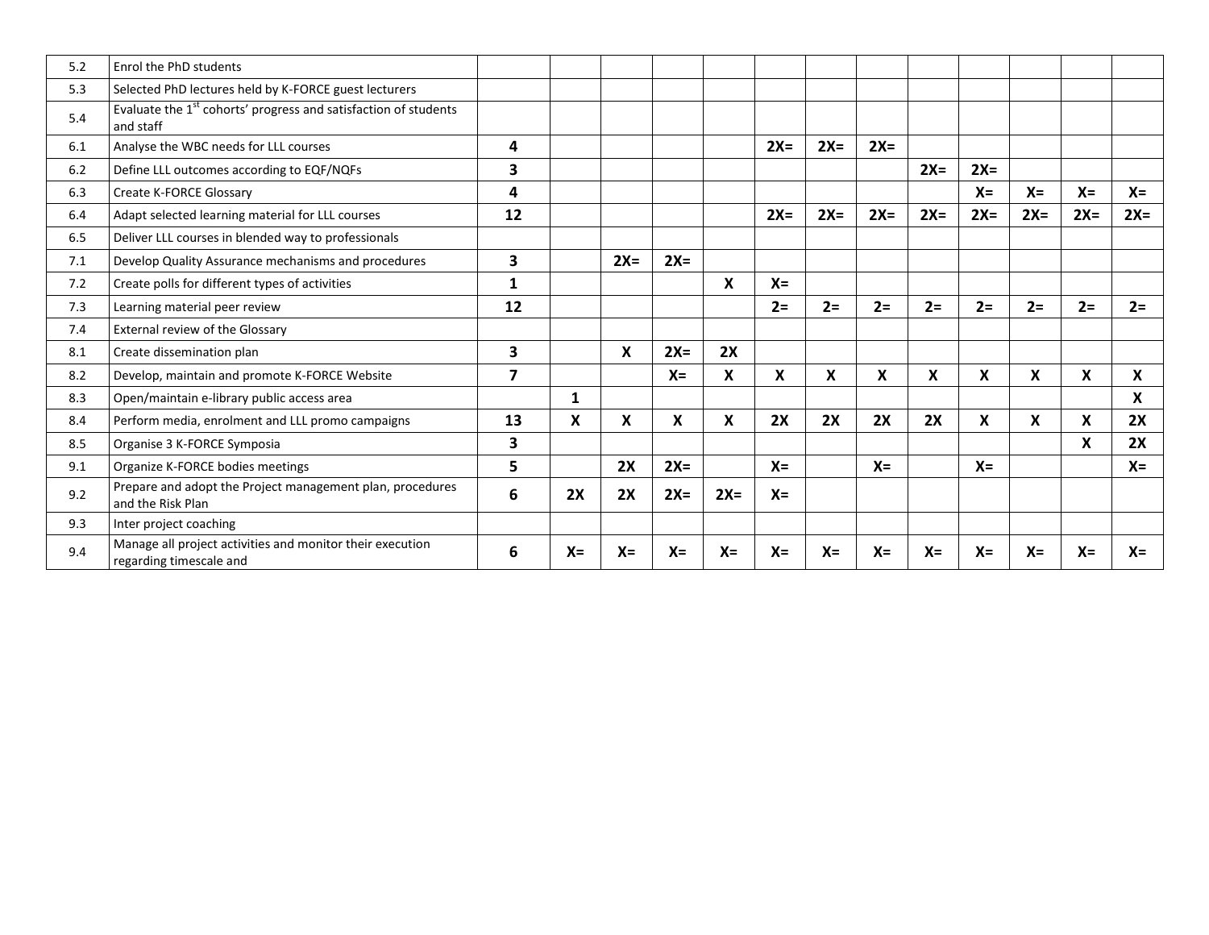| | | | | | | | | | | | | | | |
|---|---|---|---|---|---|---|---|---|---|---|---|---|---|---|
| 5.2 | Enrol the PhD students | | | | | | | | | | | | | |
| 5.3 | Selected PhD lectures held by K-FORCE guest lecturers | | | | | | | | | | | | | |
| 5.4 | Evaluate the 1st cohorts' progress and satisfaction of students and staff | | | | | | | | | | | | | |
| 6.1 | Analyse the WBC needs for LLL courses | **4** | | | | | **2X=** | **2X=** | **2X=** | | | | | |
| 6.2 | Define LLL outcomes according to EQF/NQFs | **3** | | | | | | | | **2X=** | **2X=** | | | |
| 6.3 | Create K-FORCE Glossary | **4** | | | | | | | | | **X=** | **X=** | **X=** | **X=** |
| 6.4 | Adapt selected learning material for LLL courses | **12** | | | | | **2X=** | **2X=** | **2X=** | **2X=** | **2X=** | **2X=** | **2X=** | **2X=** |
| 6.5 | Deliver LLL courses in blended way to professionals | | | | | | | | | | | | | |
| 7.1 | Develop Quality Assurance mechanisms and procedures | **3** | | **2X=** | **2X=** | | | | | | | | | |
| 7.2 | Create polls for different types of activities | **1** | | | | **X** | **X=** | | | | | | | |
| 7.3 | Learning material peer review | **12** | | | | | **2=** | **2=** | **2=** | **2=** | **2=** | **2=** | **2=** | **2=** |
| 7.4 | External review of the Glossary | | | | | | | | | | | | | |
| 8.1 | Create dissemination plan | **3** | | **X** | **2X=** | **2X** | | | | | | | | |
| 8.2 | Develop, maintain and promote K-FORCE Website | **7** | | | **X=** | **X** | **X** | **X** | **X** | **X** | **X** | **X** | **X** | **X** |
| 8.3 | Open/maintain e-library public access area | | **1** | | | | | | | | | | | **X** |
| 8.4 | Perform media, enrolment and LLL promo campaigns | **13** | **X** | **X** | **X** | **X** | **2X** | **2X** | **2X** | **2X** | **X** | **X** | **X** | **2X** |
| 8.5 | Organise 3 K-FORCE Symposia | **3** | | | | | | | | | | | **X** | **2X** |
| 9.1 | Organize K-FORCE bodies meetings | **5** | | **2X** | **2X=** | | **X=** | | **X=** | | **X=** | | | **X=** |
| 9.2 | Prepare and adopt the Project management plan, procedures and the Risk Plan | **6** | **2X** | **2X** | **2X=** | **2X=** | **X=** | | | | | | | |
| 9.3 | Inter project coaching | | | | | | | | | | | | | |
| 9.4 | Manage all project activities and monitor their execution regarding timescale and | **6** | **X=** | **X=** | **X=** | **X=** | **X=** | **X=** | **X=** | **X=** | **X=** | **X=** | **X=** | **X=** |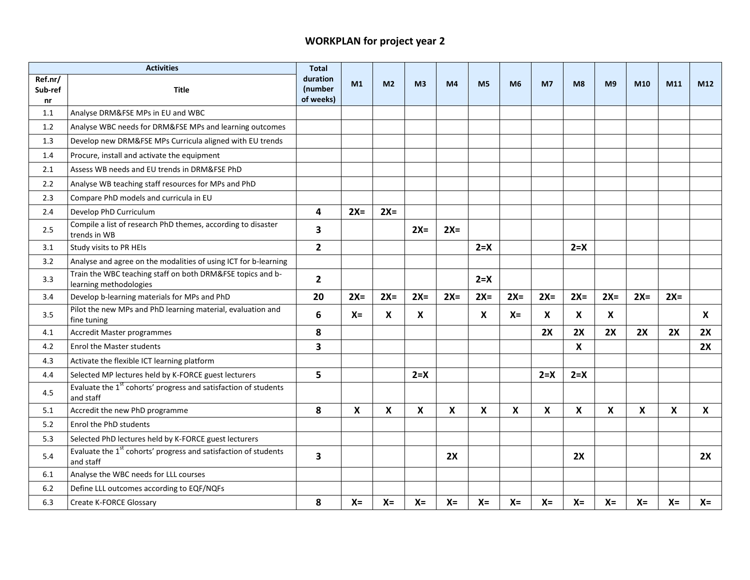## WORKPLAN for project year 2

| Activities | | Total duration (number of weeks) | M1 | M2 | M3 | M4 | M5 | M6 | M7 | M8 | M9 | M10 | M11 | M12 |
|---|---|---|---|---|---|---|---|---|---|---|---|---|---|---|
| Ref.nr/ Sub-ref nr | Title | | | | | | | | | | | | | |
| 1.1 | Analyse DRM&FSE MPs in EU and WBC | | | | | | | | | | | | | |
| 1.2 | Analyse WBC needs for DRM&FSE MPs and learning outcomes | | | | | | | | | | | | | |
| 1.3 | Develop new DRM&FSE MPs Curricula aligned with EU trends | | | | | | | | | | | | | |
| 1.4 | Procure, install and activate the equipment | | | | | | | | | | | | | |
| 2.1 | Assess WB needs and EU trends in DRM&FSE PhD | | | | | | | | | | | | | |
| 2.2 | Analyse WB teaching staff resources for MPs and PhD | | | | | | | | | | | | | |
| 2.3 | Compare PhD models and curricula in EU | | | | | | | | | | | | | |
| 2.4 | Develop PhD Curriculum | 4 | 2X= | 2X= | | | | | | | | | | |
| 2.5 | Compile a list of research PhD themes, according to disaster trends in WB | 3 | | | 2X= | 2X= | | | | | | | | |
| 3.1 | Study visits to PR HEIs | 2 | | | | | 2=X | | | 2=X | | | | |
| 3.2 | Analyse and agree on the modalities of using ICT for b-learning | | | | | | | | | | | | | |
| 3.3 | Train the WBC teaching staff on both DRM&FSE topics and b-learning methodologies | 2 | | | | | 2=X | | | | | | | |
| 3.4 | Develop b-learning materials for MPs and PhD | 20 | 2X= | 2X= | 2X= | 2X= | 2X= | 2X= | 2X= | 2X= | 2X= | 2X= | 2X= | |
| 3.5 | Pilot the new MPs and PhD learning material, evaluation and fine tuning | 6 | X= | X | X | | X | X= | X | X | X | | | X |
| 4.1 | Accredit Master programmes | 8 | | | | | | | 2X | 2X | 2X | 2X | 2X | 2X |
| 4.2 | Enrol the Master students | 3 | | | | | | | | X | | | | 2X |
| 4.3 | Activate the flexible ICT learning platform | | | | | | | | | | | | | |
| 4.4 | Selected MP lectures held by K-FORCE guest lecturers | 5 | | | 2=X | | | | 2=X | 2=X | | | | |
| 4.5 | Evaluate the 1st cohorts' progress and satisfaction of students and staff | | | | | | | | | | | | | |
| 5.1 | Accredit the new PhD programme | 8 | X | X | X | X | X | X | X | X | X | X | X | X |
| 5.2 | Enrol the PhD students | | | | | | | | | | | | | |
| 5.3 | Selected PhD lectures held by K-FORCE guest lecturers | | | | | | | | | | | | | |
| 5.4 | Evaluate the 1st cohorts' progress and satisfaction of students and staff | 3 | | | | 2X | | | | 2X | | | | 2X |
| 6.1 | Analyse the WBC needs for LLL courses | | | | | | | | | | | | | |
| 6.2 | Define LLL outcomes according to EQF/NQFs | | | | | | | | | | | | | |
| 6.3 | Create K-FORCE Glossary | 8 | X= | X= | X= | X= | X= | X= | X= | X= | X= | X= | X= | X= |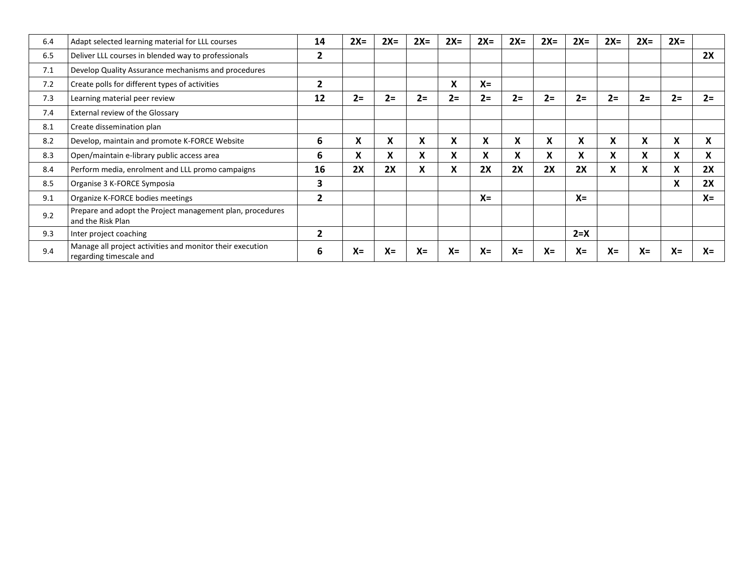| | | | | | | | | | | | | | | |
|---|---|---|---|---|---|---|---|---|---|---|---|---|---|---|
| 6.4 | Adapt selected learning material for LLL courses | **14** | **2X=** | **2X=** | **2X=** | **2X=** | **2X=** | **2X=** | **2X=** | **2X=** | **2X=** | **2X=** | **2X=** | |
| 6.5 | Deliver LLL courses in blended way to professionals | **2** | | | | | | | | | | | | **2X** |
| 7.1 | Develop Quality Assurance mechanisms and procedures | | | | | | | | | | | | | |
| 7.2 | Create polls for different types of activities | **2** | | | | **X** | **X=** | | | | | | | |
| 7.3 | Learning material peer review | **12** | **2=** | **2=** | **2=** | **2=** | **2=** | **2=** | **2=** | **2=** | **2=** | **2=** | **2=** | **2=** |
| 7.4 | External review of the Glossary | | | | | | | | | | | | | |
| 8.1 | Create dissemination plan | | | | | | | | | | | | | |
| 8.2 | Develop, maintain and promote K-FORCE Website | **6** | **X** | **X** | **X** | **X** | **X** | **X** | **X** | **X** | **X** | **X** | **X** | **X** |
| 8.3 | Open/maintain e-library public access area | **6** | **X** | **X** | **X** | **X** | **X** | **X** | **X** | **X** | **X** | **X** | **X** | **X** |
| 8.4 | Perform media, enrolment and LLL promo campaigns | **16** | **2X** | **2X** | **X** | **X** | **2X** | **2X** | **2X** | **2X** | **X** | **X** | **X** | **2X** |
| 8.5 | Organise 3 K-FORCE Symposia | **3** | | | | | | | | | | | **X** | **2X** |
| 9.1 | Organize K-FORCE bodies meetings | **2** | | | | | **X=** | | | **X=** | | | | **X=** |
| 9.2 | Prepare and adopt the Project management plan, procedures and the Risk Plan | | | | | | | | | | | | | |
| 9.3 | Inter project coaching | **2** | | | | | | | | **2=X** | | | | |
| 9.4 | Manage all project activities and monitor their execution regarding timescale and | **6** | **X=** | **X=** | **X=** | **X=** | **X=** | **X=** | **X=** | **X=** | **X=** | **X=** | **X=** | **X=** |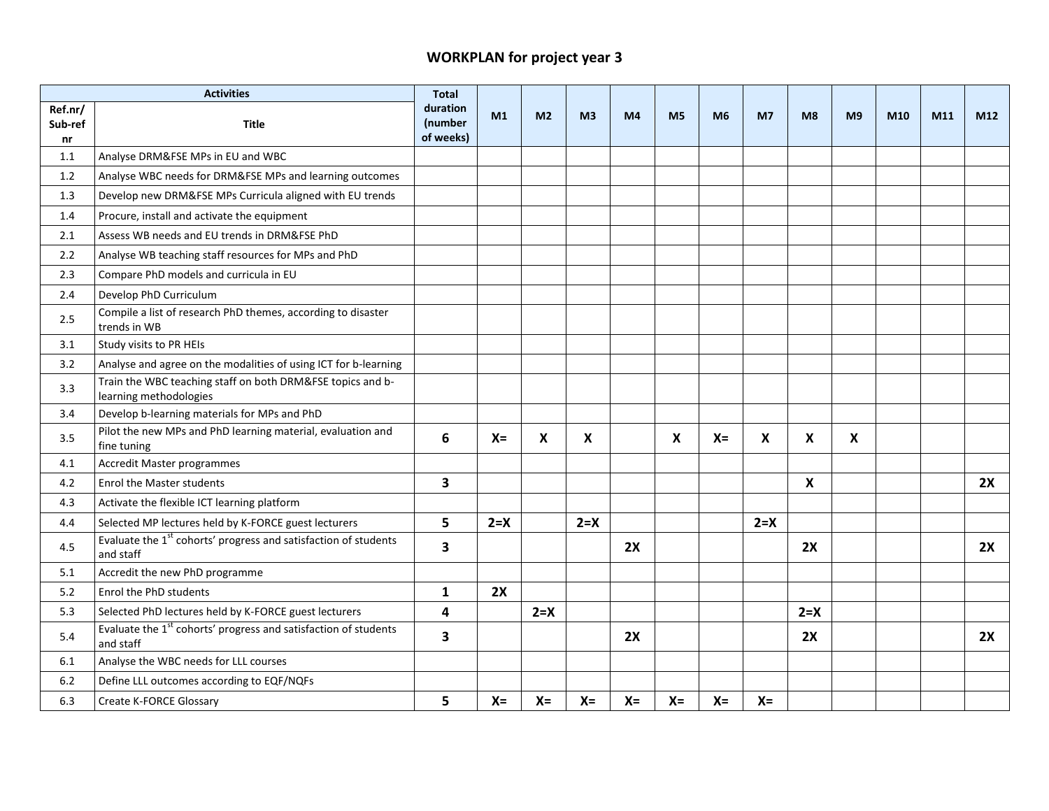# WORKPLAN for project year 3

| Activities | | Total duration (number of weeks) | M1 | M2 | M3 | M4 | M5 | M6 | M7 | M8 | M9 | M10 | M11 | M12 |
|---|---|---|---|---|---|---|---|---|---|---|---|---|---|---|
| Ref.nr/ Sub-ref nr | Title | | | | | | | | | | | | | |
| 1.1 | Analyse DRM&FSE MPs in EU and WBC | | | | | | | | | | | | | |
| 1.2 | Analyse WBC needs for DRM&FSE MPs and learning outcomes | | | | | | | | | | | | | |
| 1.3 | Develop new DRM&FSE MPs Curricula aligned with EU trends | | | | | | | | | | | | | |
| 1.4 | Procure, install and activate the equipment | | | | | | | | | | | | | |
| 2.1 | Assess WB needs and EU trends in DRM&FSE PhD | | | | | | | | | | | | | |
| 2.2 | Analyse WB teaching staff resources for MPs and PhD | | | | | | | | | | | | | |
| 2.3 | Compare PhD models and curricula in EU | | | | | | | | | | | | | |
| 2.4 | Develop PhD Curriculum | | | | | | | | | | | | | |
| 2.5 | Compile a list of research PhD themes, according to disaster trends in WB | | | | | | | | | | | | | |
| 3.1 | Study visits to PR HEIs | | | | | | | | | | | | | |
| 3.2 | Analyse and agree on the modalities of using ICT for b-learning | | | | | | | | | | | | | |
| 3.3 | Train the WBC teaching staff on both DRM&FSE topics and b-learning methodologies | | | | | | | | | | | | | |
| 3.4 | Develop b-learning materials for MPs and PhD | | | | | | | | | | | | | |
| 3.5 | Pilot the new MPs and PhD learning material, evaluation and fine tuning | **6** | **X=** | **X** | **X** | | **X** | **X=** | **X** | **X** | **X** | | | |
| 4.1 | Accredit Master programmes | | | | | | | | | | | | | |
| 4.2 | Enrol the Master students | **3** | | | | | | | | **X** | | | | **2X** |
| 4.3 | Activate the flexible ICT learning platform | | | | | | | | | | | | | |
| 4.4 | Selected MP lectures held by K-FORCE guest lecturers | **5** | **2=X** | | **2=X** | | | | **2=X** | | | | | |
| 4.5 | Evaluate the 1st cohorts' progress and satisfaction of students and staff | **3** | | | | **2X** | | | | **2X** | | | | **2X** |
| 5.1 | Accredit the new PhD programme | | | | | | | | | | | | | |
| 5.2 | Enrol the PhD students | **1** | **2X** | | | | | | | | | | | |
| 5.3 | Selected PhD lectures held by K-FORCE guest lecturers | **4** | | **2=X** | | | | | | **2=X** | | | | |
| 5.4 | Evaluate the 1st cohorts' progress and satisfaction of students and staff | **3** | | | | **2X** | | | | **2X** | | | | **2X** |
| 6.1 | Analyse the WBC needs for LLL courses | | | | | | | | | | | | | |
| 6.2 | Define LLL outcomes according to EQF/NQFs | | | | | | | | | | | | | |
| 6.3 | Create K-FORCE Glossary | **5** | **X=** | **X=** | **X=** | **X=** | **X=** | **X=** | **X=** | | | | | |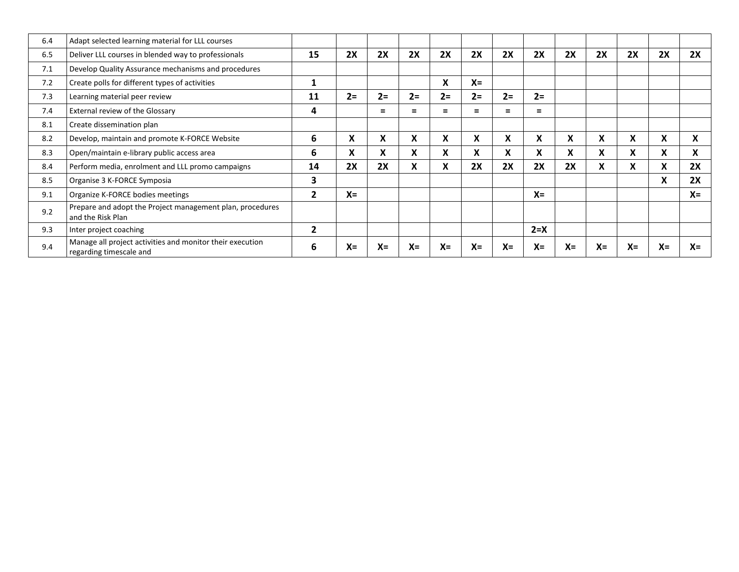| | | | | | | | | | | | | | | |
|---|---|---|---|---|---|---|---|---|---|---|---|---|---|---|
| 6.4 | Adapt selected learning material for LLL courses | | | | | | | | | | | | | |
| 6.5 | Deliver LLL courses in blended way to professionals | **15** | **2X** | **2X** | **2X** | **2X** | **2X** | **2X** | **2X** | **2X** | **2X** | **2X** | **2X** | **2X** |
| 7.1 | Develop Quality Assurance mechanisms and procedures | | | | | | | | | | | | | |
| 7.2 | Create polls for different types of activities | **1** | | | | **X** | **X=** | | | | | | | |
| 7.3 | Learning material peer review | **11** | **2=** | **2=** | **2=** | **2=** | **2=** | **2=** | **2=** | | | | | |
| 7.4 | External review of the Glossary | **4** | | **=** | **=** | **=** | **=** | **=** | **=** | | | | | |
| 8.1 | Create dissemination plan | | | | | | | | | | | | | |
| 8.2 | Develop, maintain and promote K-FORCE Website | **6** | **X** | **X** | **X** | **X** | **X** | **X** | **X** | **X** | **X** | **X** | **X** | **X** |
| 8.3 | Open/maintain e-library public access area | **6** | **X** | **X** | **X** | **X** | **X** | **X** | **X** | **X** | **X** | **X** | **X** | **X** |
| 8.4 | Perform media, enrolment and LLL promo campaigns | **14** | **2X** | **2X** | **X** | **X** | **2X** | **2X** | **2X** | **2X** | **X** | **X** | **X** | **2X** |
| 8.5 | Organise 3 K-FORCE Symposia | **3** | | | | | | | | | | | **X** | **2X** |
| 9.1 | Organize K-FORCE bodies meetings | **2** | **X=** | | | | | | **X=** | | | | | **X=** |
| 9.2 | Prepare and adopt the Project management plan, procedures and the Risk Plan | | | | | | | | | | | | | |
| 9.3 | Inter project coaching | **2** | | | | | | | **2=X** | | | | | |
| 9.4 | Manage all project activities and monitor their execution regarding timescale and | **6** | **X=** | **X=** | **X=** | **X=** | **X=** | **X=** | **X=** | **X=** | **X=** | **X=** | **X=** | **X=** |